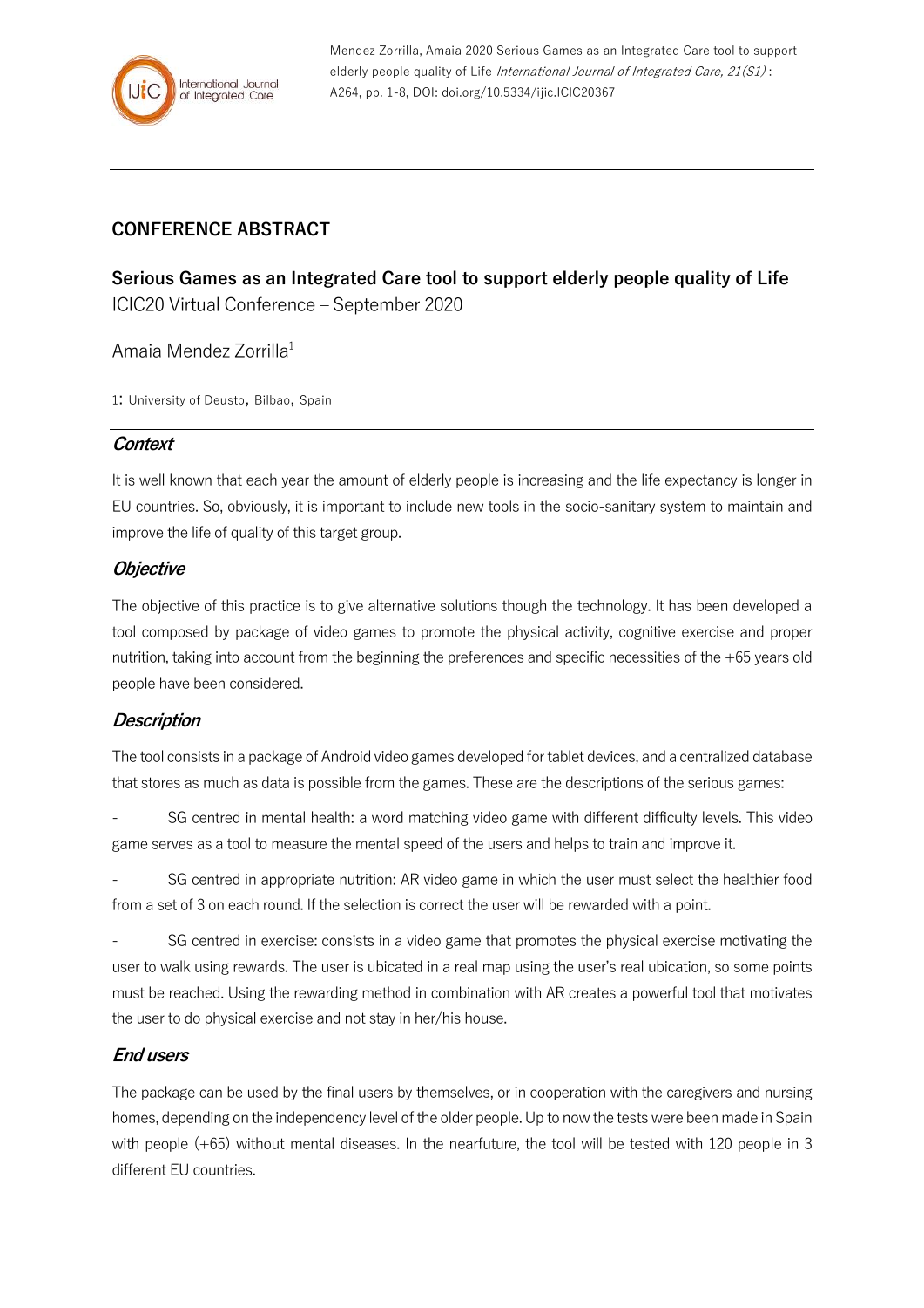## CONFERENCE ABSTRACT

# Serious Games as an Integrated Care tool to support elderly people quality of Life

ICIC20 Virtual Conference – September 2020

Amaia Mendez Zorrilla[1]

1: University of Deusto, Bilbao, Spain

### *Context*

It is well known that each year the amount of elderly people is increasing and the life expectancy is longer in EU countries. So, obviously, it is important to include new tools in the socio-sanitary system to maintain and improve the life of quality of this target group.

### *Objective*

The objective of this practice is to give alternative solutions though the technology. It has been developed a tool composed by package of video games to promote the physical activity, cognitive exercise and proper nutrition, taking into account from the beginning the preferences and specific necessities of the +65 years old people have been considered.

### *Description*

The tool consists in a package of Android video games developed for tablet devices, and a centralized database that stores as much as data is possible from the games. These are the descriptions of the serious games:

- SG centred in mental health: a word matching video game with different difficulty levels. This video game serves as a tool to measure the mental speed of the users and helps to train and improve it.
- SG centred in appropriate nutrition: AR video game in which the user must select the healthier food from a set of 3 on each round. If the selection is correct the user will be rewarded with a point.
- SG centred in exercise: consists in a video game that promotes the physical exercise motivating the user to walk using rewards. The user is ubicated in a real map using the user's real ubication, so some points must be reached. Using the rewarding method in combination with AR creates a powerful tool that motivates the user to do physical exercise and not stay in her/his house.

### *End users*

The package can be used by the final users by themselves, or in cooperation with the caregivers and nursing homes, depending on the independency level of the older people. Up to now the tests were been made in Spain with people (+65) without mental diseases. In the nearfuture, the tool will be tested with 120 people in 3 different EU countries.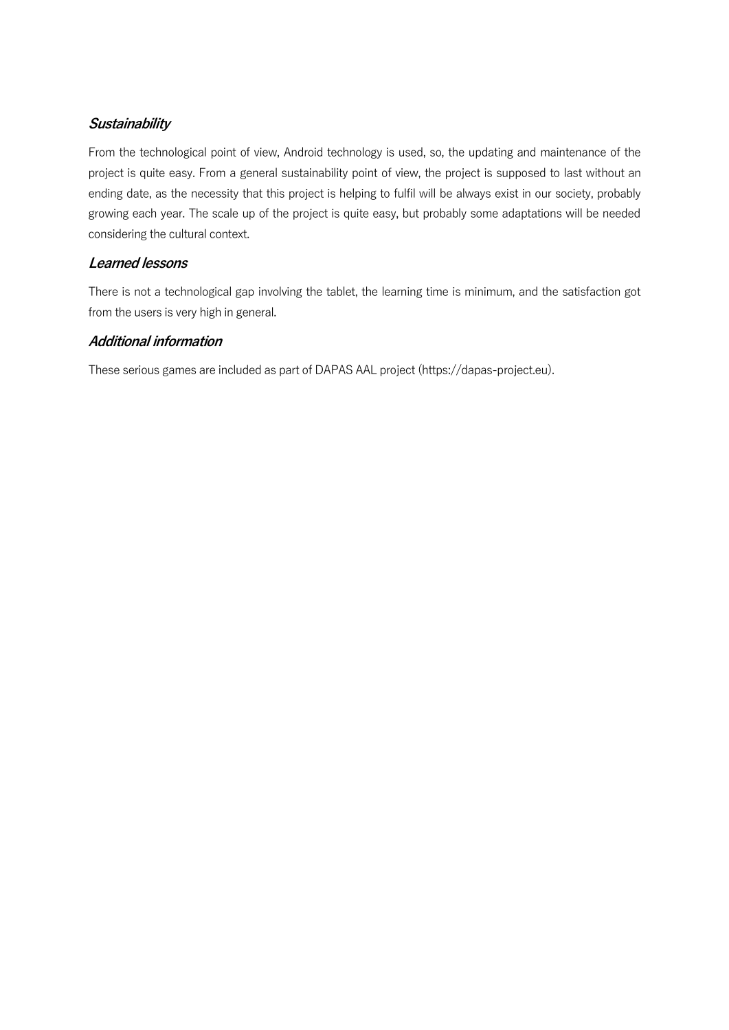### *Sustainability*

From the technological point of view, Android technology is used, so, the updating and maintenance of the project is quite easy. From a general sustainability point of view, the project is supposed to last without an ending date, as the necessity that this project is helping to fulfil will be always exist in our society, probably growing each year. The scale up of the project is quite easy, but probably some adaptations will be needed considering the cultural context.

### *Learned lessons*

There is not a technological gap involving the tablet, the learning time is minimum, and the satisfaction got from the users is very high in general.

### *Additional information*

These serious games are included as part of DAPAS AAL project (https://dapas-project.eu).